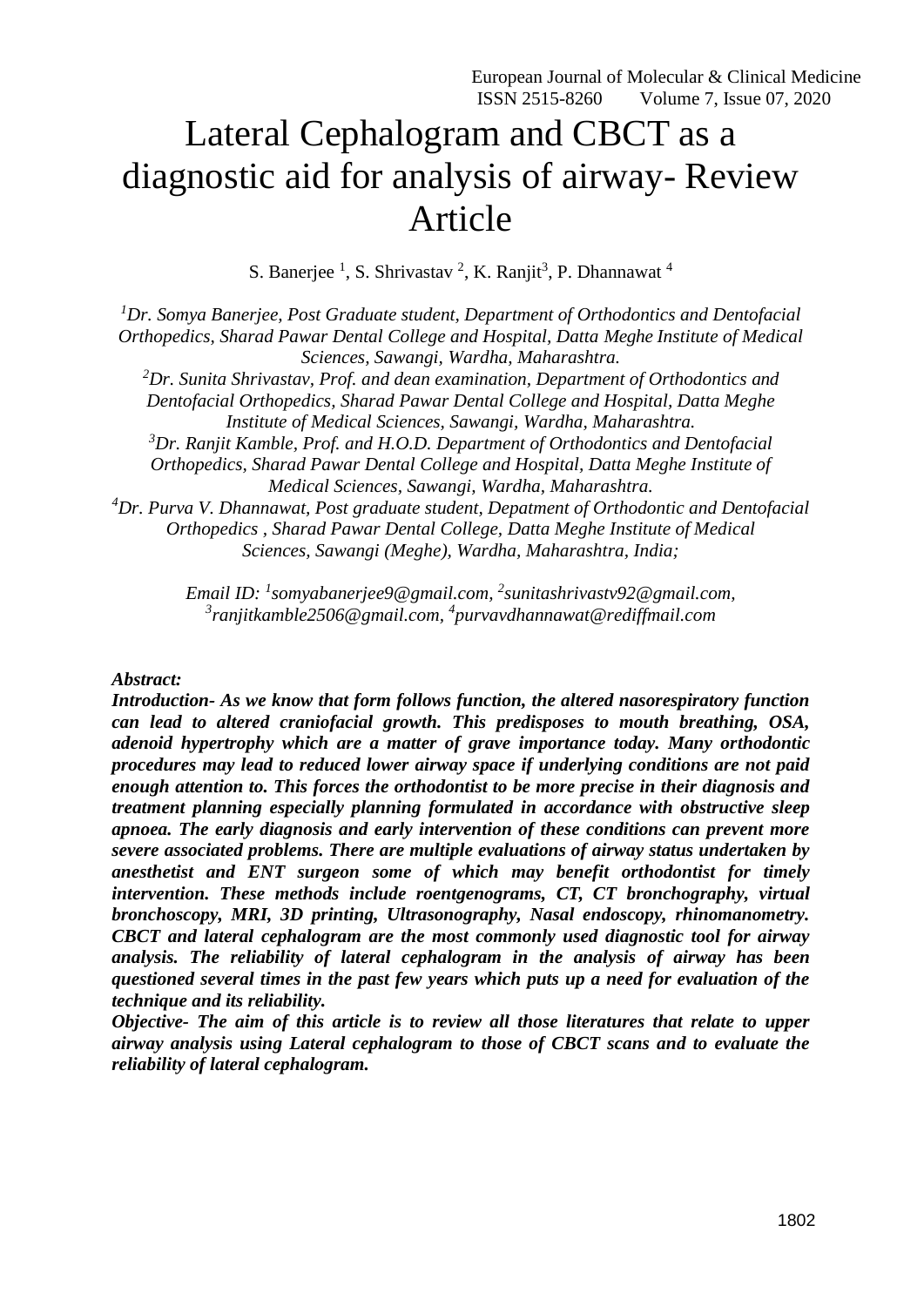# Lateral Cephalogram and CBCT as a diagnostic aid for analysis of airway- Review Article

S. Banerjee [1], S. Shrivastav [2], K. Ranjit[3], P. Dhannawat [4]

*[1]Dr. Somya Banerjee, Post Graduate student, Department of Orthodontics and Dentofacial Orthopedics, Sharad Pawar Dental College and Hospital, Datta Meghe Institute of Medical Sciences, Sawangi, Wardha, Maharashtra.*

*[2]Dr. Sunita Shrivastav, Prof. and dean examination, Department of Orthodontics and Dentofacial Orthopedics, Sharad Pawar Dental College and Hospital, Datta Meghe Institute of Medical Sciences, Sawangi, Wardha, Maharashtra.*

*[3]Dr. Ranjit Kamble, Prof. and H.O.D. Department of Orthodontics and Dentofacial Orthopedics, Sharad Pawar Dental College and Hospital, Datta Meghe Institute of Medical Sciences, Sawangi, Wardha, Maharashtra.*

*[4]Dr. Purva V. Dhannawat, Post graduate student, Depatment of Orthodontic and Dentofacial Orthopedics , Sharad Pawar Dental College, Datta Meghe Institute of Medical Sciences, Sawangi (Meghe), Wardha, Maharashtra, India;*

*Email ID: [1]somyabanerjee9@gmail.com, [2]sunitashrivastv92@gmail.com, [3]ranjitkamble2506@gmail.com, [4]purvavdhannawat@rediffmail.com*

***Abstract:***

***Introduction- As we know that form follows function, the altered nasorespiratory function can lead to altered craniofacial growth. This predisposes to mouth breathing, OSA, adenoid hypertrophy which are a matter of grave importance today. Many orthodontic procedures may lead to reduced lower airway space if underlying conditions are not paid enough attention to. This forces the orthodontist to be more precise in their diagnosis and treatment planning especially planning formulated in accordance with obstructive sleep apnoea. The early diagnosis and early intervention of these conditions can prevent more severe associated problems. There are multiple evaluations of airway status undertaken by anesthetist and ENT surgeon some of which may benefit orthodontist for timely intervention. These methods include roentgenograms, CT, CT bronchography, virtual bronchoscopy, MRI, 3D printing, Ultrasonography, Nasal endoscopy, rhinomanometry. CBCT and lateral cephalogram are the most commonly used diagnostic tool for airway analysis. The reliability of lateral cephalogram in the analysis of airway has been questioned several times in the past few years which puts up a need for evaluation of the technique and its reliability.***

***Objective- The aim of this article is to review all those literatures that relate to upper airway analysis using Lateral cephalogram to those of CBCT scans and to evaluate the reliability of lateral cephalogram.***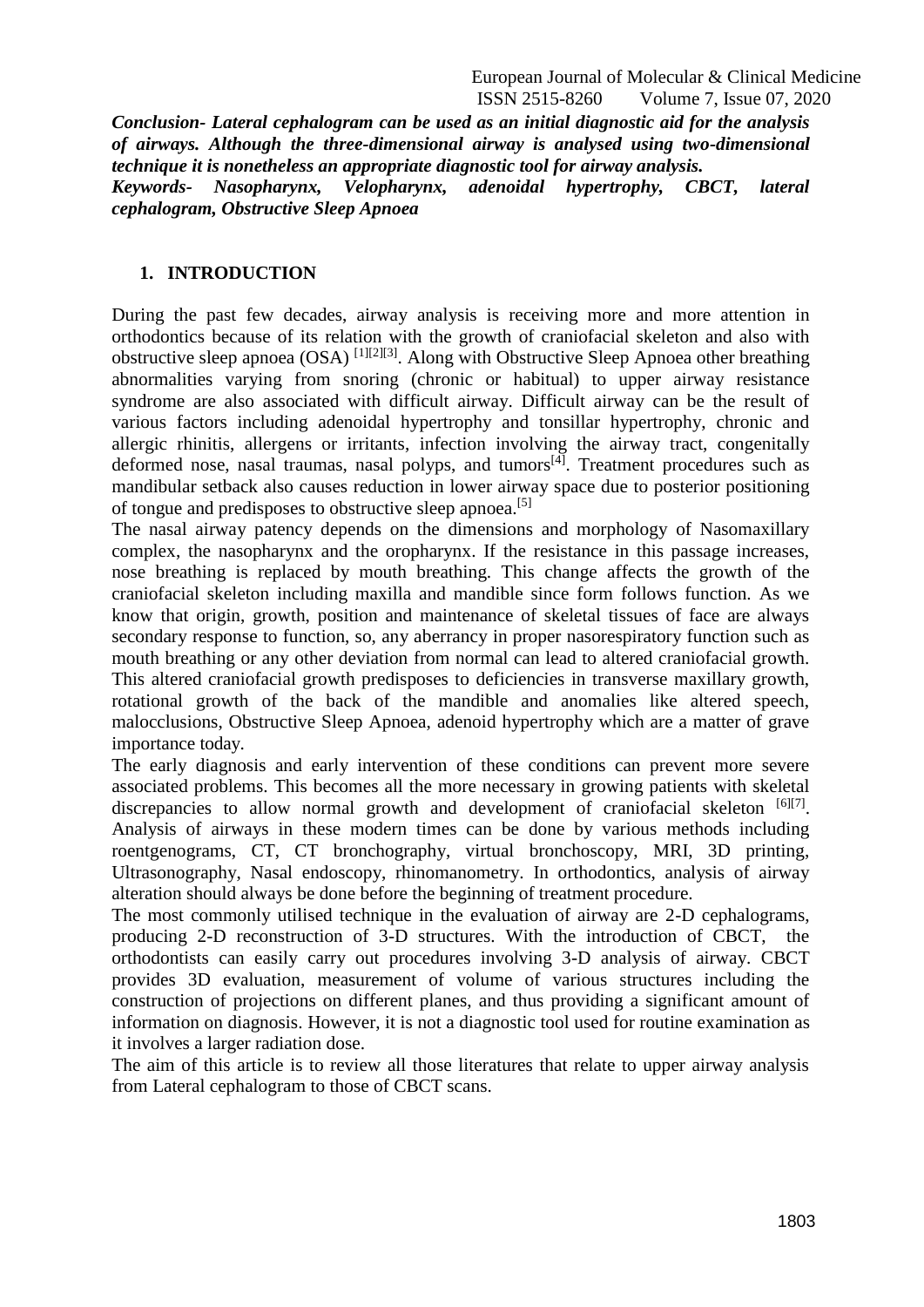***Conclusion- Lateral cephalogram can be used as an initial diagnostic aid for the analysis of airways. Although the three-dimensional airway is analysed using two-dimensional technique it is nonetheless an appropriate diagnostic tool for airway analysis.***

***Keywords- Nasopharynx, Velopharynx, adenoidal hypertrophy, CBCT, lateral cephalogram, Obstructive Sleep Apnoea***

## 1. INTRODUCTION

During the past few decades, airway analysis is receiving more and more attention in orthodontics because of its relation with the growth of craniofacial skeleton and also with obstructive sleep apnoea (OSA) [1][2][3]. Along with Obstructive Sleep Apnoea other breathing abnormalities varying from snoring (chronic or habitual) to upper airway resistance syndrome are also associated with difficult airway. Difficult airway can be the result of various factors including adenoidal hypertrophy and tonsillar hypertrophy, chronic and allergic rhinitis, allergens or irritants, infection involving the airway tract, congenitally deformed nose, nasal traumas, nasal polyps, and tumors[4]. Treatment procedures such as mandibular setback also causes reduction in lower airway space due to posterior positioning of tongue and predisposes to obstructive sleep apnoea.[5]

The nasal airway patency depends on the dimensions and morphology of Nasomaxillary complex, the nasopharynx and the oropharynx. If the resistance in this passage increases, nose breathing is replaced by mouth breathing. This change affects the growth of the craniofacial skeleton including maxilla and mandible since form follows function. As we know that origin, growth, position and maintenance of skeletal tissues of face are always secondary response to function, so, any aberrancy in proper nasorespiratory function such as mouth breathing or any other deviation from normal can lead to altered craniofacial growth. This altered craniofacial growth predisposes to deficiencies in transverse maxillary growth, rotational growth of the back of the mandible and anomalies like altered speech, malocclusions, Obstructive Sleep Apnoea, adenoid hypertrophy which are a matter of grave importance today.

The early diagnosis and early intervention of these conditions can prevent more severe associated problems. This becomes all the more necessary in growing patients with skeletal discrepancies to allow normal growth and development of craniofacial skeleton [6][7]. Analysis of airways in these modern times can be done by various methods including roentgenograms, CT, CT bronchography, virtual bronchoscopy, MRI, 3D printing, Ultrasonography, Nasal endoscopy, rhinomanometry. In orthodontics, analysis of airway alteration should always be done before the beginning of treatment procedure.

The most commonly utilised technique in the evaluation of airway are 2-D cephalograms, producing 2-D reconstruction of 3-D structures. With the introduction of CBCT, the orthodontists can easily carry out procedures involving 3-D analysis of airway. CBCT provides 3D evaluation, measurement of volume of various structures including the construction of projections on different planes, and thus providing a significant amount of information on diagnosis. However, it is not a diagnostic tool used for routine examination as it involves a larger radiation dose.

The aim of this article is to review all those literatures that relate to upper airway analysis from Lateral cephalogram to those of CBCT scans.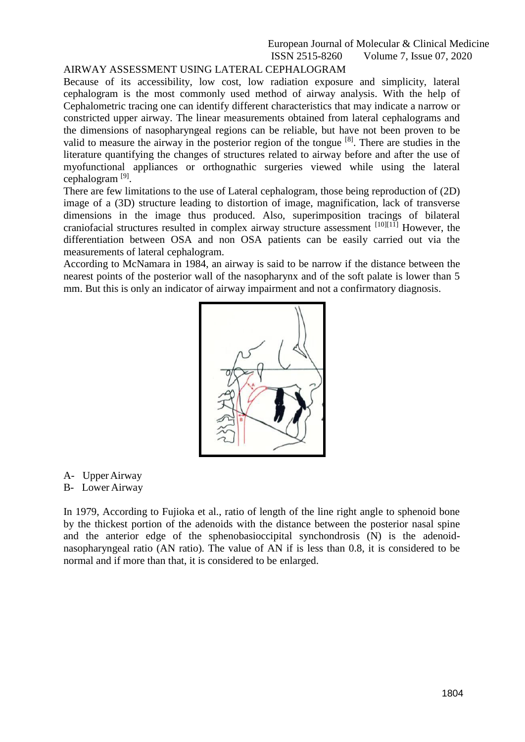## AIRWAY ASSESSMENT USING LATERAL CEPHALOGRAM

Because of its accessibility, low cost, low radiation exposure and simplicity, lateral cephalogram is the most commonly used method of airway analysis. With the help of Cephalometric tracing one can identify different characteristics that may indicate a narrow or constricted upper airway. The linear measurements obtained from lateral cephalograms and the dimensions of nasopharyngeal regions can be reliable, but have not been proven to be valid to measure the airway in the posterior region of the tongue [8]. There are studies in the literature quantifying the changes of structures related to airway before and after the use of myofunctional appliances or orthognathic surgeries viewed while using the lateral cephalogram [9].

There are few limitations to the use of Lateral cephalogram, those being reproduction of (2D) image of a (3D) structure leading to distortion of image, magnification, lack of transverse dimensions in the image thus produced. Also, superimposition tracings of bilateral craniofacial structures resulted in complex airway structure assessment [10][11] However, the differentiation between OSA and non OSA patients can be easily carried out via the measurements of lateral cephalogram.

According to McNamara in 1984, an airway is said to be narrow if the distance between the nearest points of the posterior wall of the nasopharynx and of the soft palate is lower than 5 mm. But this is only an indicator of airway impairment and not a confirmatory diagnosis.

A- Upper Airway
B- Lower Airway

In 1979, According to Fujioka et al., ratio of length of the line right angle to sphenoid bone by the thickest portion of the adenoids with the distance between the posterior nasal spine and the anterior edge of the sphenobasioccipital synchondrosis (N) is the adenoid-nasopharyngeal ratio (AN ratio). The value of AN if is less than 0.8, it is considered to be normal and if more than that, it is considered to be enlarged.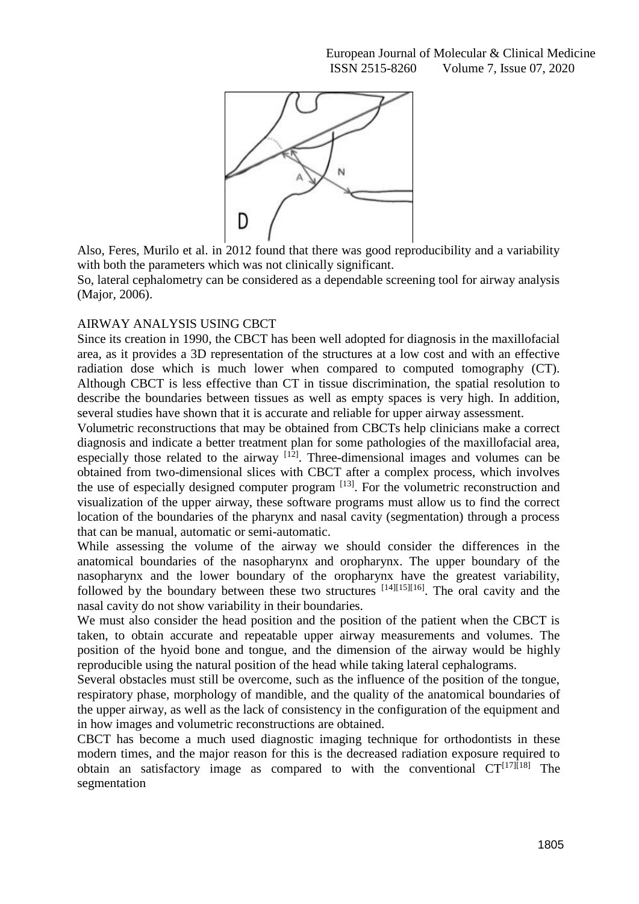A

N

D

Also, Feres, Murilo et al. in 2012 found that there was good reproducibility and a variability with both the parameters which was not clinically significant.

So, lateral cephalometry can be considered as a dependable screening tool for airway analysis (Major, 2006).

## AIRWAY ANALYSIS USING CBCT

Since its creation in 1990, the CBCT has been well adopted for diagnosis in the maxillofacial area, as it provides a 3D representation of the structures at a low cost and with an effective radiation dose which is much lower when compared to computed tomography (CT). Although CBCT is less effective than CT in tissue discrimination, the spatial resolution to describe the boundaries between tissues as well as empty spaces is very high. In addition, several studies have shown that it is accurate and reliable for upper airway assessment.

Volumetric reconstructions that may be obtained from CBCTs help clinicians make a correct diagnosis and indicate a better treatment plan for some pathologies of the maxillofacial area, especially those related to the airway [12]. Three-dimensional images and volumes can be obtained from two-dimensional slices with CBCT after a complex process, which involves the use of especially designed computer program [13]. For the volumetric reconstruction and visualization of the upper airway, these software programs must allow us to find the correct location of the boundaries of the pharynx and nasal cavity (segmentation) through a process that can be manual, automatic or semi-automatic.

While assessing the volume of the airway we should consider the differences in the anatomical boundaries of the nasopharynx and oropharynx. The upper boundary of the nasopharynx and the lower boundary of the oropharynx have the greatest variability, followed by the boundary between these two structures [14][15][16]. The oral cavity and the nasal cavity do not show variability in their boundaries.

We must also consider the head position and the position of the patient when the CBCT is taken, to obtain accurate and repeatable upper airway measurements and volumes. The position of the hyoid bone and tongue, and the dimension of the airway would be highly reproducible using the natural position of the head while taking lateral cephalograms.

Several obstacles must still be overcome, such as the influence of the position of the tongue, respiratory phase, morphology of mandible, and the quality of the anatomical boundaries of the upper airway, as well as the lack of consistency in the configuration of the equipment and in how images and volumetric reconstructions are obtained.

CBCT has become a much used diagnostic imaging technique for orthodontists in these modern times, and the major reason for this is the decreased radiation exposure required to obtain an satisfactory image as compared to with the conventional CT[17][18] The segmentation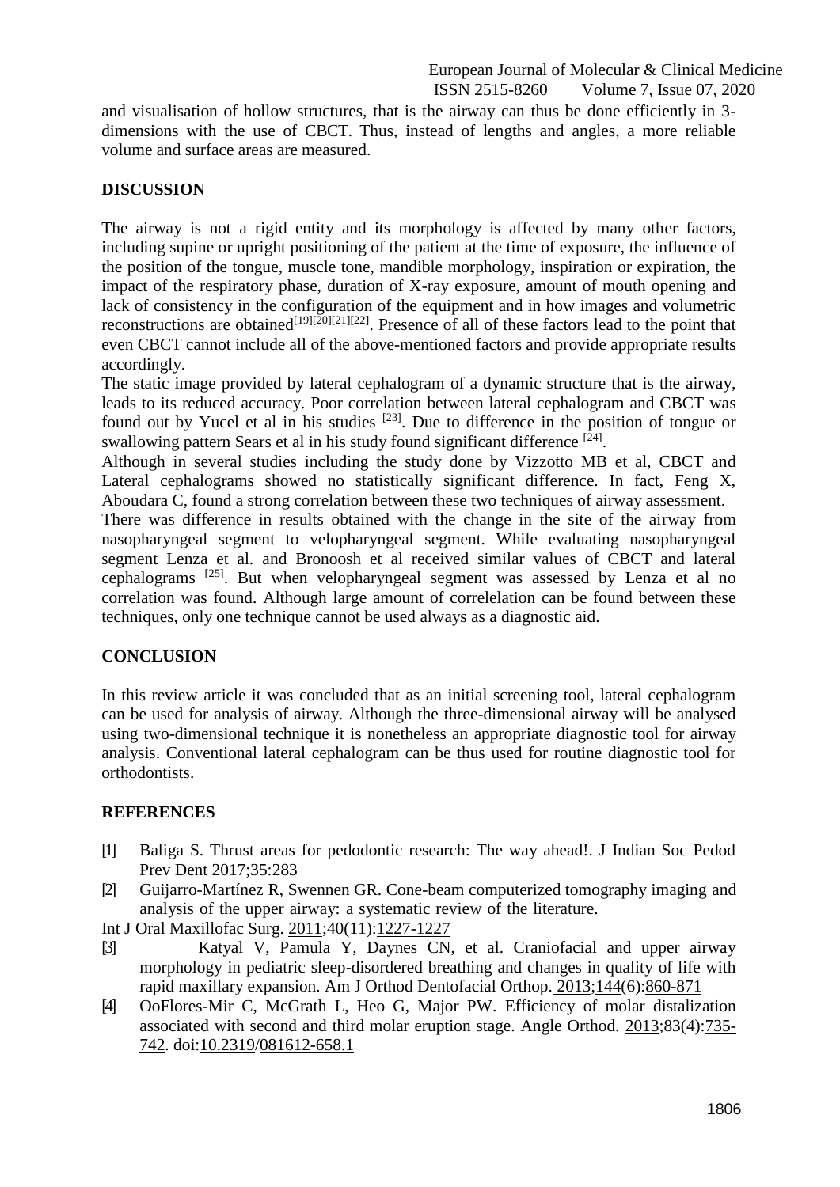and visualisation of hollow structures, that is the airway can thus be done efficiently in 3-dimensions with the use of CBCT. Thus, instead of lengths and angles, a more reliable volume and surface areas are measured.

## DISCUSSION

The airway is not a rigid entity and its morphology is affected by many other factors, including supine or upright positioning of the patient at the time of exposure, the influence of the position of the tongue, muscle tone, mandible morphology, inspiration or expiration, the impact of the respiratory phase, duration of X-ray exposure, amount of mouth opening and lack of consistency in the configuration of the equipment and in how images and volumetric reconstructions are obtained[19][20][21][22]. Presence of all of these factors lead to the point that even CBCT cannot include all of the above-mentioned factors and provide appropriate results accordingly.

The static image provided by lateral cephalogram of a dynamic structure that is the airway, leads to its reduced accuracy. Poor correlation between lateral cephalogram and CBCT was found out by Yucel et al in his studies [23]. Due to difference in the position of tongue or swallowing pattern Sears et al in his study found significant difference [24].

Although in several studies including the study done by Vizzotto MB et al, CBCT and Lateral cephalograms showed no statistically significant difference. In fact, Feng X, Aboudara C, found a strong correlation between these two techniques of airway assessment.

There was difference in results obtained with the change in the site of the airway from nasopharyngeal segment to velopharyngeal segment. While evaluating nasopharyngeal segment Lenza et al. and Bronoosh et al received similar values of CBCT and lateral cephalograms [25]. But when velopharyngeal segment was assessed by Lenza et al no correlation was found. Although large amount of correlelation can be found between these techniques, only one technique cannot be used always as a diagnostic aid.

## CONCLUSION

In this review article it was concluded that as an initial screening tool, lateral cephalogram can be used for analysis of airway. Although the three-dimensional airway will be analysed using two-dimensional technique it is nonetheless an appropriate diagnostic tool for airway analysis. Conventional lateral cephalogram can be thus used for routine diagnostic tool for orthodontists.

## REFERENCES

[1] Baliga S. Thrust areas for pedodontic research: The way ahead!. J Indian Soc Pedod Prev Dent 2017;35:283

[2] Guijarro-Martínez R, Swennen GR. Cone-beam computerized tomography imaging and analysis of the upper airway: a systematic review of the literature. Int J Oral Maxillofac Surg. 2011;40(11):1227-1227

[3] Katyal V, Pamula Y, Daynes CN, et al. Craniofacial and upper airway morphology in pediatric sleep-disordered breathing and changes in quality of life with rapid maxillary expansion. Am J Orthod Dentofacial Orthop. 2013;144(6):860-871

[4] OoFlores-Mir C, McGrath L, Heo G, Major PW. Efficiency of molar distalization associated with second and third molar eruption stage. Angle Orthod. 2013;83(4):735-742. doi:10.2319/081612-658.1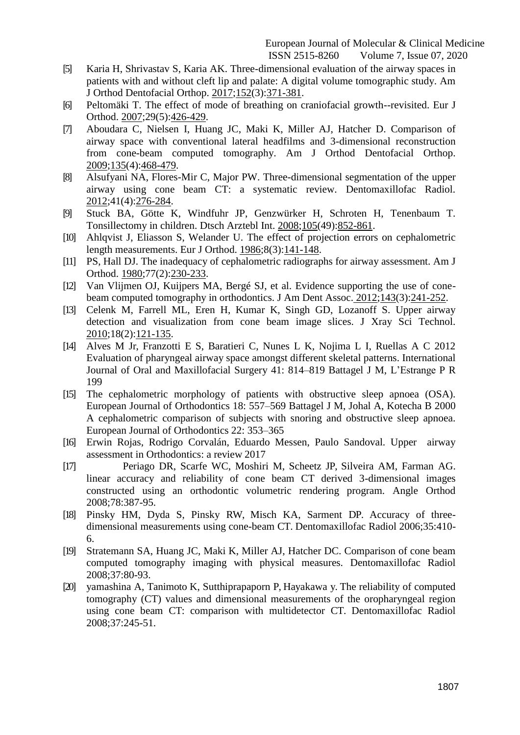[5] Karia H, Shrivastav S, Karia AK. Three-dimensional evaluation of the airway spaces in patients with and without cleft lip and palate: A digital volume tomographic study. Am J Orthod Dentofacial Orthop. 2017;152(3):371-381.

[6] Peltomäki T. The effect of mode of breathing on craniofacial growth--revisited. Eur J Orthod. 2007;29(5):426-429.

[7] Aboudara C, Nielsen I, Huang JC, Maki K, Miller AJ, Hatcher D. Comparison of airway space with conventional lateral headfilms and 3-dimensional reconstruction from cone-beam computed tomography. Am J Orthod Dentofacial Orthop. 2009;135(4):468-479.

[8] Alsufyani NA, Flores-Mir C, Major PW. Three-dimensional segmentation of the upper airway using cone beam CT: a systematic review. Dentomaxillofac Radiol. 2012;41(4):276-284.

[9] Stuck BA, Götte K, Windfuhr JP, Genzwürker H, Schroten H, Tenenbaum T. Tonsillectomy in children. Dtsch Arztebl Int. 2008;105(49):852-861.

[10] Ahlqvist J, Eliasson S, Welander U. The effect of projection errors on cephalometric length measurements. Eur J Orthod. 1986;8(3):141-148.

[11] PS, Hall DJ. The inadequacy of cephalometric radiographs for airway assessment. Am J Orthod. 1980;77(2):230-233.

[12] Van Vlijmen OJ, Kuijpers MA, Bergé SJ, et al. Evidence supporting the use of cone-beam computed tomography in orthodontics. J Am Dent Assoc. 2012;143(3):241-252.

[13] Celenk M, Farrell ML, Eren H, Kumar K, Singh GD, Lozanoff S. Upper airway detection and visualization from cone beam image slices. J Xray Sci Technol. 2010;18(2):121-135.

[14] Alves M Jr, Franzotti E S, Baratieri C, Nunes L K, Nojima L I, Ruellas A C 2012 Evaluation of pharyngeal airway space amongst different skeletal patterns. International Journal of Oral and Maxillofacial Surgery 41: 814–819 Battagel J M, L'Estrange P R 199

[15] The cephalometric morphology of patients with obstructive sleep apnoea (OSA). European Journal of Orthodontics 18: 557–569 Battagel J M, Johal A, Kotecha B 2000 A cephalometric comparison of subjects with snoring and obstructive sleep apnoea. European Journal of Orthodontics 22: 353–365

[16] Erwin Rojas, Rodrigo Corvalán, Eduardo Messen, Paulo Sandoval. Upper airway assessment in Orthodontics: a review 2017

[17] Periago DR, Scarfe WC, Moshiri M, Scheetz JP, Silveira AM, Farman AG. linear accuracy and reliability of cone beam CT derived 3-dimensional images constructed using an orthodontic volumetric rendering program. Angle Orthod 2008;78:387-95.

[18] Pinsky HM, Dyda S, Pinsky RW, Misch KA, Sarment DP. Accuracy of three-dimensional measurements using cone-beam CT. Dentomaxillofac Radiol 2006;35:410-6.

[19] Stratemann SA, Huang JC, Maki K, Miller AJ, Hatcher DC. Comparison of cone beam computed tomography imaging with physical measures. Dentomaxillofac Radiol 2008;37:80-93.

[20] yamashina A, Tanimoto K, Sutthiprapaporn P, Hayakawa y. The reliability of computed tomography (CT) values and dimensional measurements of the oropharyngeal region using cone beam CT: comparison with multidetector CT. Dentomaxillofac Radiol 2008;37:245-51.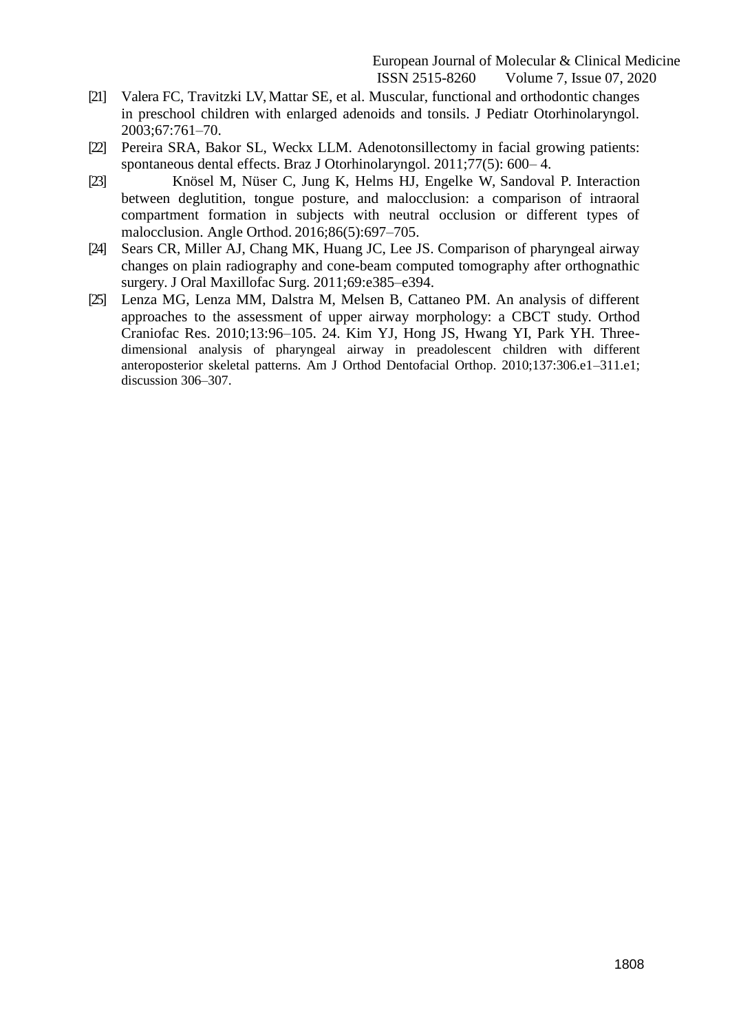[21] Valera FC, Travitzki LV, Mattar SE, et al. Muscular, functional and orthodontic changes in preschool children with enlarged adenoids and tonsils. J Pediatr Otorhinolaryngol. 2003;67:761–70.

[22] Pereira SRA, Bakor SL, Weckx LLM. Adenotonsillectomy in facial growing patients: spontaneous dental effects. Braz J Otorhinolaryngol. 2011;77(5): 600– 4.

[23] Knösel M, Nüser C, Jung K, Helms HJ, Engelke W, Sandoval P. Interaction between deglutition, tongue posture, and malocclusion: a comparison of intraoral compartment formation in subjects with neutral occlusion or different types of malocclusion. Angle Orthod. 2016;86(5):697–705.

[24] Sears CR, Miller AJ, Chang MK, Huang JC, Lee JS. Comparison of pharyngeal airway changes on plain radiography and cone-beam computed tomography after orthognathic surgery. J Oral Maxillofac Surg. 2011;69:e385–e394.

[25] Lenza MG, Lenza MM, Dalstra M, Melsen B, Cattaneo PM. An analysis of different approaches to the assessment of upper airway morphology: a CBCT study. Orthod Craniofac Res. 2010;13:96–105. 24. Kim YJ, Hong JS, Hwang YI, Park YH. Three-dimensional analysis of pharyngeal airway in preadolescent children with different anteroposterior skeletal patterns. Am J Orthod Dentofacial Orthop. 2010;137:306.e1–311.e1; discussion 306–307.